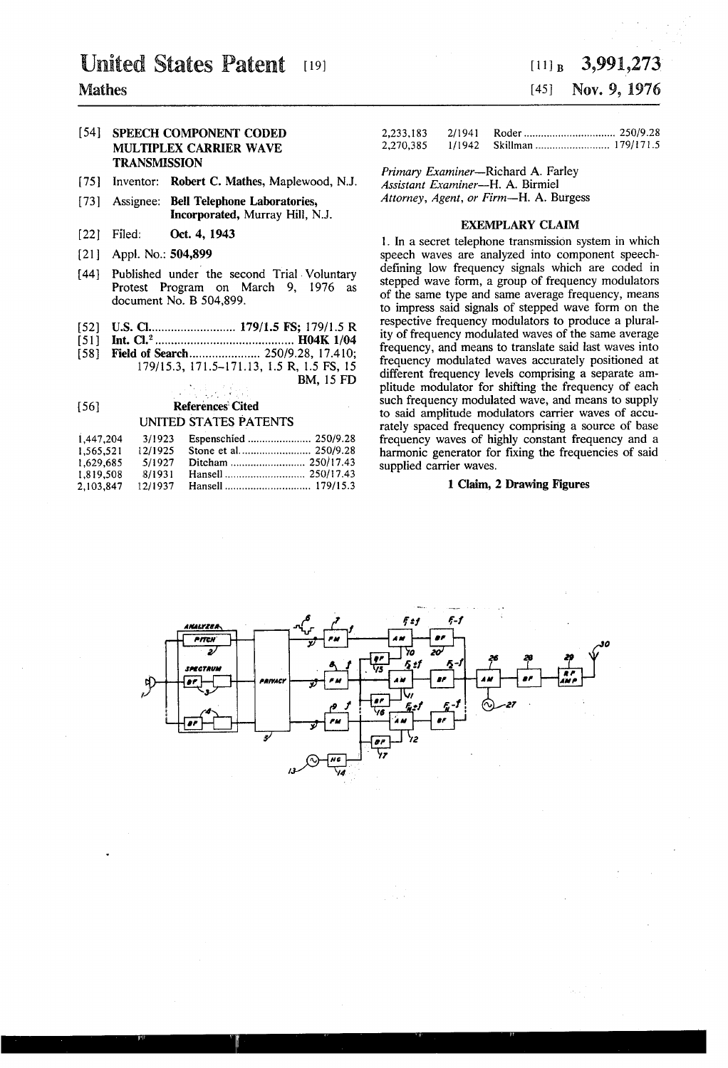# United States Patent [19]

**Mathes**

[11] B **3,991,273**

[45] **Nov. 9, 1976**

[54] **SPEECH COMPONENT CODED MULTIPLEX CARRIER WAVE TRANSMISSION**

[75] Inventor: **Robert C. Mathes**, Maplewood, N.J.

[73] Assignee: **Bell Telephone Laboratories, Incorporated,** Murray Hill, N.J.

[22] Filed: **Oct. 4, 1943**

[21] Appl. No.: **504,899**

[44] Published under the second Trial Voluntary Protest Program on March 9, 1976 as document No. B 504,899.

[52] **U.S. Cl.** .......................... **179/1.5 FS;** 179/1.5 R

[51] **Int. Cl.**[2] .......................................... **H04K 1/04**

[58] **Field of Search** ...................... 250/9.28, 17.410; 179/15.3, 171.5–171.13, 1.5 R, 1.5 FS, 15 BM, 15 FD

[56] **References Cited**

UNITED STATES PATENTS

| | | | |
|---|---|---|---|
| 1,447,204 | 3/1923 | Espenschied | 250/9.28 |
| 1,565,521 | 12/1925 | Stone et al. | 250/9.28 |
| 1,629,685 | 5/1927 | Ditcham | 250/17.43 |
| 1,819,508 | 8/1931 | Hansell | 250/17.43 |
| 2,103,847 | 12/1937 | Hansell | 179/15.3 |
| 2,233,183 | 2/1941 | Roder | 250/9.28 |
| 2,270,385 | 1/1942 | Skillman | 179/171.5 |

*Primary Examiner*—Richard A. Farley
*Assistant Examiner*—H. A. Birmiel
*Attorney, Agent, or Firm*—H. A. Burgess

## EXEMPLARY CLAIM

1. In a secret telephone transmission system in which speech waves are analyzed into component speech-defining low frequency signals which are coded in stepped wave form, a group of frequency modulators of the same type and same average frequency, means to impress said signals of stepped wave form on the respective frequency modulators to produce a plurality of frequency modulated waves of the same average frequency, and means to translate said last waves into frequency modulated waves accurately positioned at different frequency levels comprising a separate amplitude modulator for shifting the frequency of each such frequency modulated wave, and means to supply to said amplitude modulators carrier waves of accurately spaced frequency comprising a source of base frequency waves of highly constant frequency and a harmonic generator for fixing the frequencies of said supplied carrier waves.

**1 Claim, 2 Drawing Figures**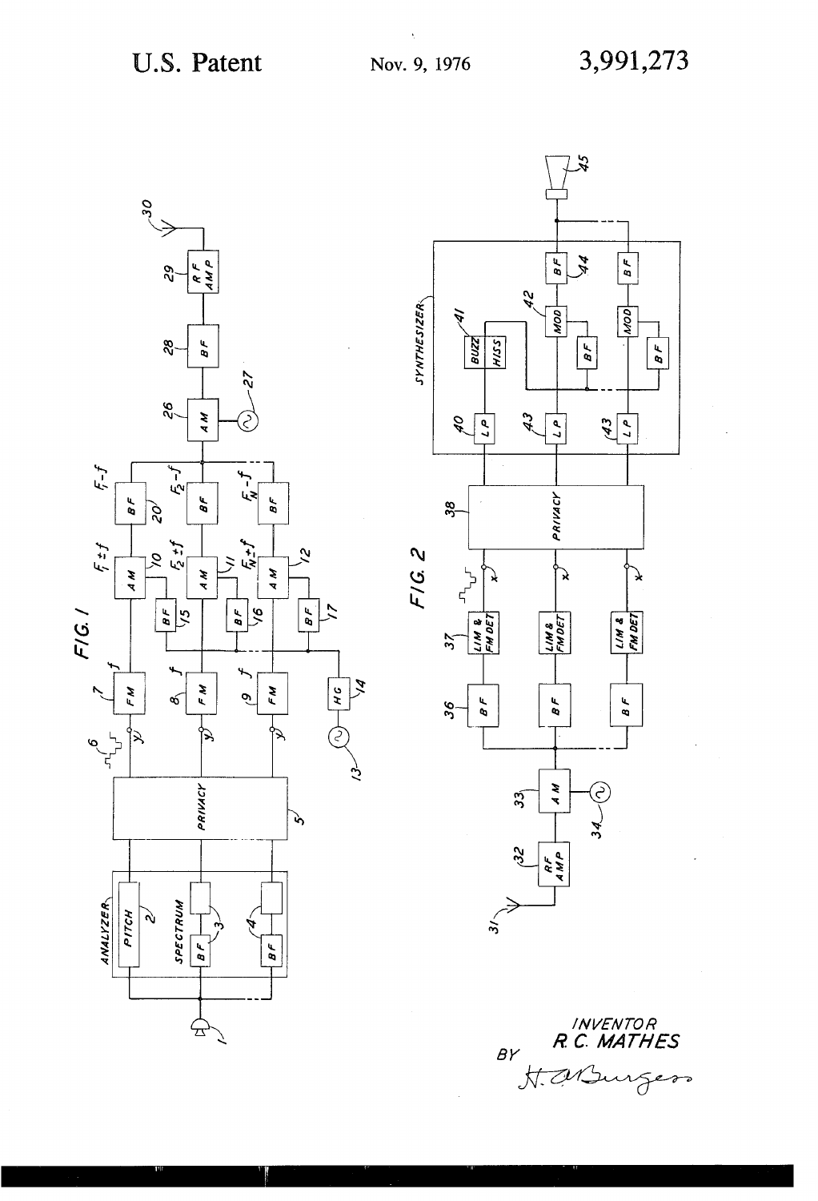FIG. 1

FIG. 2

INVENTOR
R. C. MATHES
BY H. A. Burgess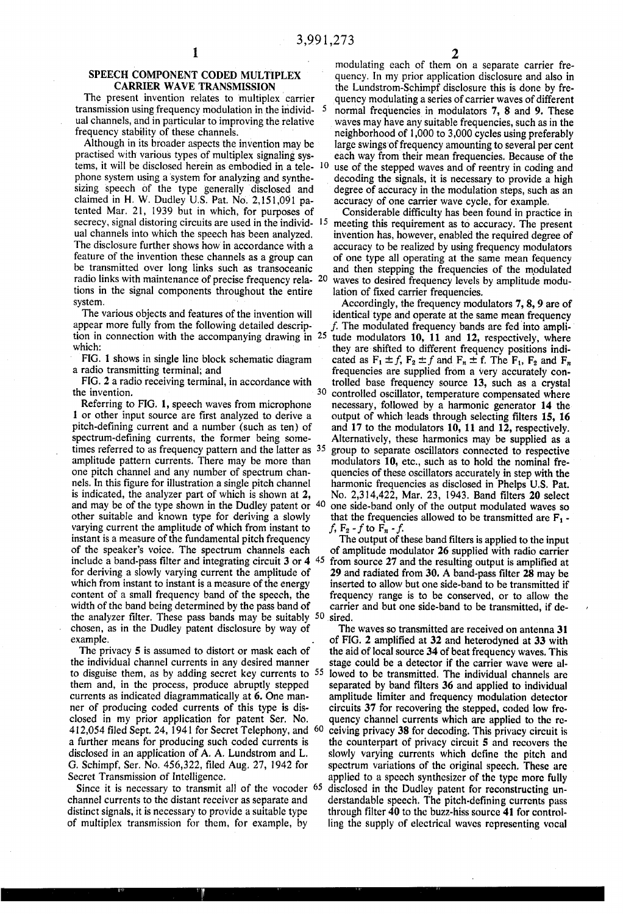## SPEECH COMPONENT CODED MULTIPLEX CARRIER WAVE TRANSMISSION

The present invention relates to multiplex carrier transmission using frequency modulation in the individual channels, and in particular to improving the relative frequency stability of these channels.

Although in its broader aspects the invention may be practised with various types of multiplex signaling systems, it will be disclosed herein as embodied in a telephone system using a system for analyzing and synthesizing speech of the type generally disclosed and claimed in H. W. Dudley U.S. Pat. No. 2,151,091 patented Mar. 21, 1939 but in which, for purposes of secrecy, signal distoring circuits are used in the individual channels into which the speech has been analyzed. The disclosure further shows how in accordance with a feature of the invention these channels as a group can be transmitted over long links such as transoceanic radio links with maintenance of precise frequency relations in the signal components throughout the entire system.

The various objects and features of the invention will appear more fully from the following detailed description in connection with the accompanying drawing in which:

FIG. 1 shows in single line block schematic diagram a radio transmitting terminal; and

FIG. 2 a radio receiving terminal, in accordance with the invention.

Referring to FIG. 1, speech waves from microphone 1 or other input source are first analyzed to derive a pitch-defining current and a number (such as ten) of spectrum-defining currents, the former being sometimes referred to as frequency pattern and the latter as amplitude pattern currents. There may be more than one pitch channel and any number of spectrum channels. In this figure for illustration a single pitch channel is indicated, the analyzer part of which is shown at 2, and may be of the type shown in the Dudley patent or other suitable and known type for deriving a slowly varying current the amplitude of which from instant to instant is a measure of the fundamental pitch frequency of the speaker's voice. The spectrum channels each include a band-pass filter and integrating circuit 3 or 4 for deriving a slowly varying current the amplitude of which from instant to instant is a measure of the energy content of a small frequency band of the speech, the width of the band being determined by the pass band of the analyzer filter. These pass bands may be suitably chosen, as in the Dudley patent disclosure by way of example.

The privacy 5 is assumed to distort or mask each of the individual channel currents in any desired manner to disguise them, as by adding secret key currents to them and, in the process, produce abruptly stepped currents as indicated diagrammatically at 6. One manner of producing coded currents of this type is disclosed in my prior application for patent Ser. No. 412,054 filed Sept. 24, 1941 for Secret Telephony, and a further means for producing such coded currents is disclosed in an application of A. A. Lundstrom and L. G. Schimpf, Ser. No. 456,322, filed Aug. 27, 1942 for Secret Transmission of Intelligence.

Since it is necessary to transmit all of the vocoder channel currents to the distant receiver as separate and distinct signals, it is necessary to provide a suitable type of multiplex transmission for them, for example, by modulating each of them on a separate carrier frequency. In my prior application disclosure and also in the Lundstrom-Schimpf disclosure this is done by frequency modulating a series of carrier waves of different normal frequencies in modulators 7, 8 and 9. These waves may have any suitable frequencies, such as in the neighborhood of 1,000 to 3,000 cycles using preferably large swings of frequency amounting to several per cent each way from their mean frequencies. Because of the use of the stepped waves and of reentry in coding and decoding the signals, it is necessary to provide a high degree of accuracy in the modulation steps, such as an accuracy of one carrier wave cycle, for example.

Considerable difficulty has been found in practice in meeting this requirement as to accuracy. The present invention has, however, enabled the required degree of accuracy to be realized by using frequency modulators of one type all operating at the same mean fequency and then stepping the frequencies of the modulated waves to desired frequency levels by amplitude modulation of fixed carrier frequencies.

Accordingly, the frequency modulators 7, 8, 9 are of identical type and operate at the same mean frequency $f$. The modulated frequency bands are fed into amplitude modulators 10, 11 and 12, respectively, where they are shifted to different frequency positions indicated as $F_1 \pm f$, $F_2 \pm f$ and $F_n \pm$ f. The $F_1$, $F_2$ and $F_n$ frequencies are supplied from a very accurately controlled base frequency source 13, such as a crystal controlled oscillator, temperature compensated where necessary, followed by a harmonic generator 14 the output of which leads through selecting filters 15, 16 and 17 to the modulators 10, 11 and 12, respectively. Alternatively, these harmonics may be supplied as a group to separate oscillators connected to respective modulators 10, etc., such as to hold the nominal frequencies of these oscillators accurately in step with the harmonic frequencies as disclosed in Phelps U.S. Pat. No. 2,314,422, Mar. 23, 1943. Band filters 20 select one side-band only of the output modulated waves so that the frequencies allowed to be transmitted are $F_1 - f$, $F_2 - f$ to $F_n - f$.

The output of these band filters is applied to the input of amplitude modulator 26 supplied with radio carrier from source 27 and the resulting output is amplified at 29 and radiated from 30. A band-pass filter 28 may be inserted to allow but one side-band to be transmitted if frequency range is to be conserved, or to allow the carrier and but one side-band to be transmitted, if desired.

The waves so transmitted are received on antenna 31 of FIG. 2 amplified at 32 and heterodyned at 33 with the aid of local source 34 of beat frequency waves. This stage could be a detector if the carrier wave were allowed to be transmitted. The individual channels are separated by band filters 36 and applied to individual amplitude limiter and frequency modulation detector circuits 37 for recovering the stepped, coded low frequency channel currents which are applied to the receiving privacy 38 for decoding. This privacy circuit is the counterpart of privacy circuit 5 and recovers the slowly varying currents which define the pitch and spectrum variations of the original speech. These are applied to a speech synthesizer of the type more fully disclosed in the Dudley patent for reconstructing understandable speech. The pitch-defining currents pass through filter 40 to the buzz-hiss source 41 for controlling the supply of electrical waves representing vocal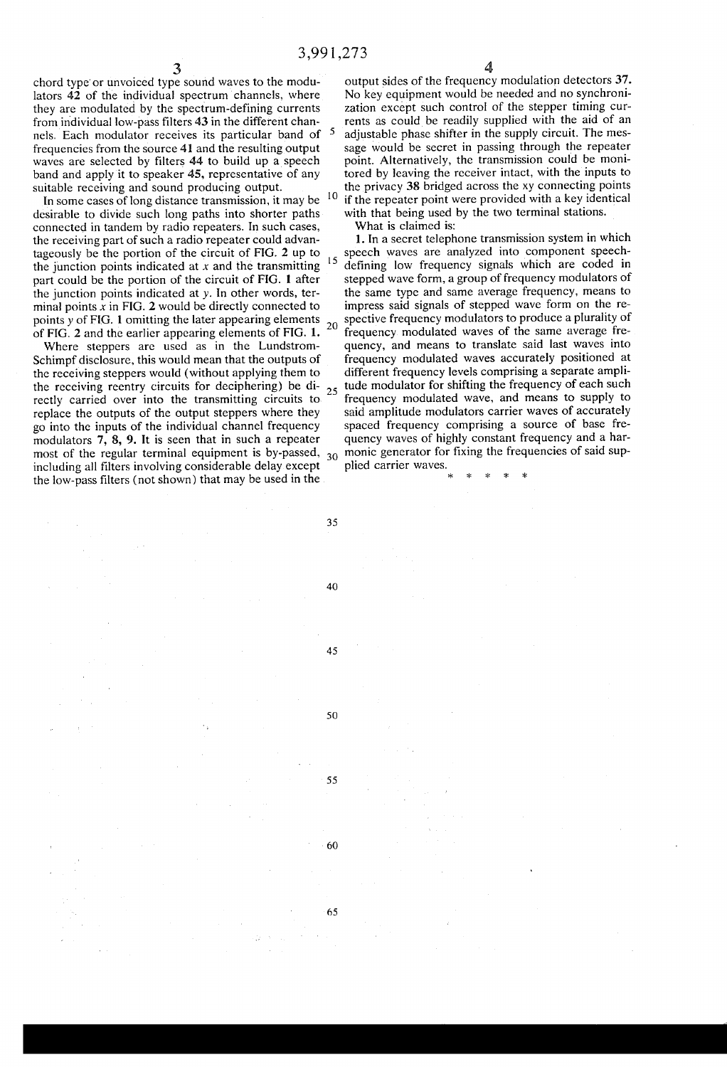chord type or unvoiced type sound waves to the modulators **42** of the individual spectrum channels, where they are modulated by the spectrum-defining currents from individual low-pass filters **43** in the different channels. Each modulator receives its particular band of frequencies from the source **41** and the resulting output waves are selected by filters **44** to build up a speech band and apply it to speaker **45**, representative of any suitable receiving and sound producing output.

In some cases of long distance transmission, it may be desirable to divide such long paths into shorter paths connected in tandem by radio repeaters. In such cases, the receiving part of such a radio repeater could advantageously be the portion of the circuit of FIG. **2** up to the junction points indicated at *x* and the transmitting part could be the portion of the circuit of FIG. **1** after the junction points indicated at *y*. In other words, terminal points *x* in FIG. **2** would be directly connected to points *y* of FIG. **1** omitting the later appearing elements of FIG. **2** and the earlier appearing elements of FIG. **1**.

Where steppers are used as in the Lundstrom-Schimpf disclosure, this would mean that the outputs of the receiving steppers would (without applying them to the receiving reentry circuits for deciphering) be directly carried over into the transmitting circuits to replace the outputs of the output steppers where they go into the inputs of the individual channel frequency modulators **7, 8, 9**. It is seen that in such a repeater most of the regular terminal equipment is by-passed, including all filters involving considerable delay except the low-pass filters (not shown) that may be used in the output sides of the frequency modulation detectors **37**. No key equipment would be needed and no synchronization except such control of the stepper timing currents as could be readily supplied with the aid of an adjustable phase shifter in the supply circuit. The message would be secret in passing through the repeater point. Alternatively, the transmission could be monitored by leaving the receiver intact, with the inputs to the privacy **38** bridged across the xy connecting points if the repeater point were provided with a key identical with that being used by the two terminal stations.

What is claimed is:

**1.** In a secret telephone transmission system in which speech waves are analyzed into component speech-defining low frequency signals which are coded in stepped wave form, a group of frequency modulators of the same type and same average frequency, means to impress said signals of stepped wave form on the respective frequency modulators to produce a plurality of frequency modulated waves of the same average frequency, and means to translate said last waves into frequency modulated waves accurately positioned at different frequency levels comprising a separate amplitude modulator for shifting the frequency of each such frequency modulated wave, and means to supply to said amplitude modulators carrier waves of accurately spaced frequency comprising a source of base frequency waves of highly constant frequency and a harmonic generator for fixing the frequencies of said supplied carrier waves.

\* \* \* \* \*